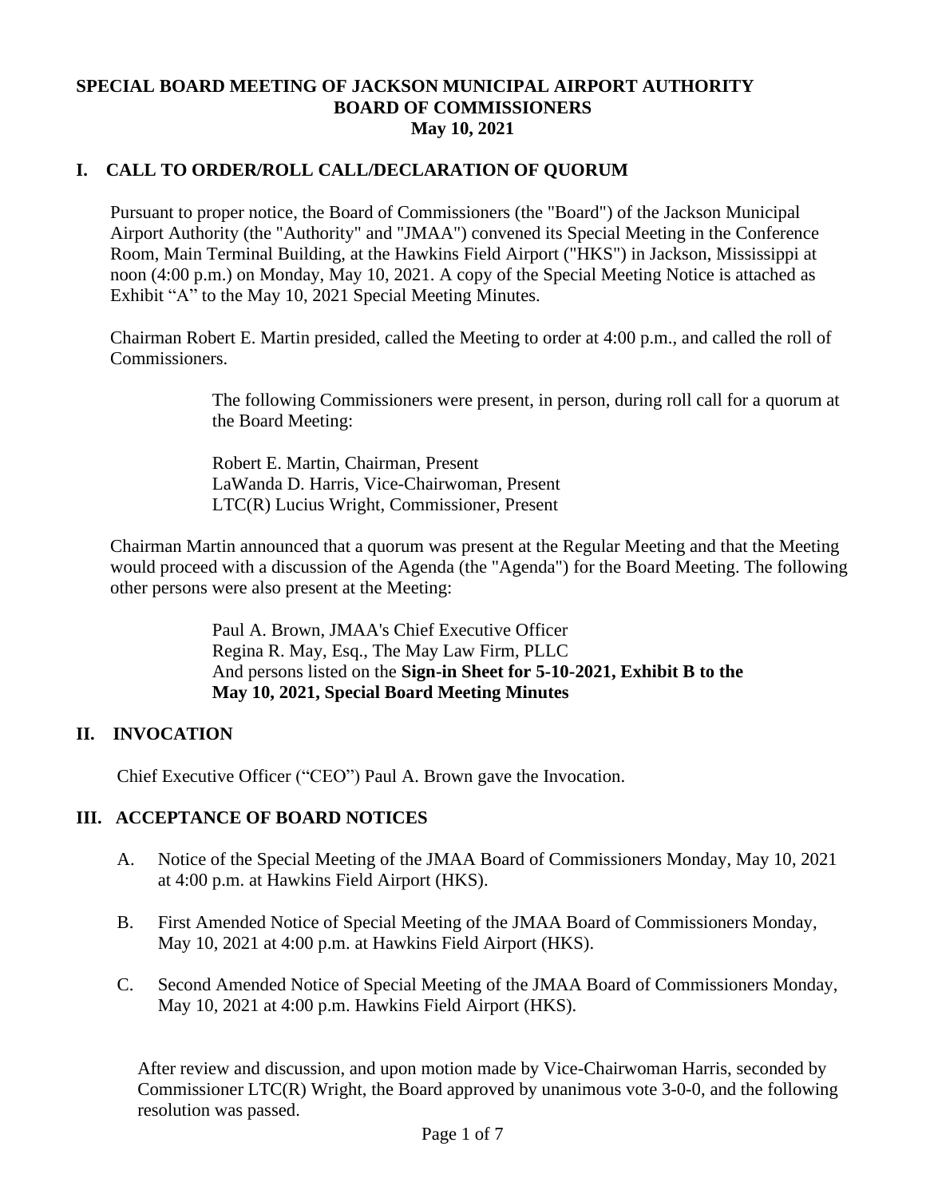**SPECIAL BOARD MEETING OF JACKSON MUNICIPAL AIRPORT AUTHORITY**
**BOARD OF COMMISSIONERS**
**May 10, 2021**

## I. CALL TO ORDER/ROLL CALL/DECLARATION OF QUORUM

Pursuant to proper notice, the Board of Commissioners (the "Board") of the Jackson Municipal Airport Authority (the "Authority" and "JMAA") convened its Special Meeting in the Conference Room, Main Terminal Building, at the Hawkins Field Airport ("HKS") in Jackson, Mississippi at noon (4:00 p.m.) on Monday, May 10, 2021. A copy of the Special Meeting Notice is attached as Exhibit "A" to the May 10, 2021 Special Meeting Minutes.

Chairman Robert E. Martin presided, called the Meeting to order at 4:00 p.m., and called the roll of Commissioners.

> The following Commissioners were present, in person, during roll call for a quorum at the Board Meeting:
>
> Robert E. Martin, Chairman, Present
> LaWanda D. Harris, Vice-Chairwoman, Present
> LTC(R) Lucius Wright, Commissioner, Present

Chairman Martin announced that a quorum was present at the Regular Meeting and that the Meeting would proceed with a discussion of the Agenda (the "Agenda") for the Board Meeting. The following other persons were also present at the Meeting:

> Paul A. Brown, JMAA's Chief Executive Officer
> Regina R. May, Esq., The May Law Firm, PLLC
> And persons listed on the **Sign-in Sheet for 5-10-2021, Exhibit B to the May 10, 2021, Special Board Meeting Minutes**

## II. INVOCATION

Chief Executive Officer ("CEO") Paul A. Brown gave the Invocation.

## III. ACCEPTANCE OF BOARD NOTICES

A. Notice of the Special Meeting of the JMAA Board of Commissioners Monday, May 10, 2021 at 4:00 p.m. at Hawkins Field Airport (HKS).

B. First Amended Notice of Special Meeting of the JMAA Board of Commissioners Monday, May 10, 2021 at 4:00 p.m. at Hawkins Field Airport (HKS).

C. Second Amended Notice of Special Meeting of the JMAA Board of Commissioners Monday, May 10, 2021 at 4:00 p.m. Hawkins Field Airport (HKS).

After review and discussion, and upon motion made by Vice-Chairwoman Harris, seconded by Commissioner LTC(R) Wright, the Board approved by unanimous vote 3-0-0, and the following resolution was passed.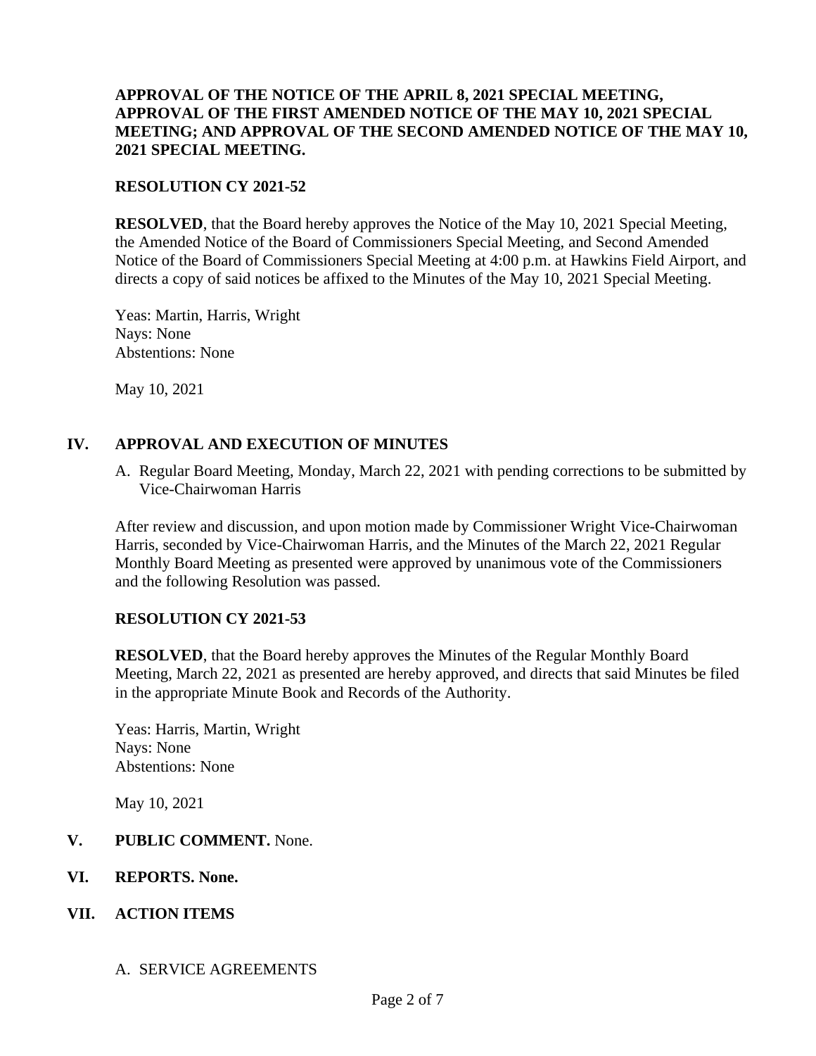**APPROVAL OF THE NOTICE OF THE APRIL 8, 2021 SPECIAL MEETING, APPROVAL OF THE FIRST AMENDED NOTICE OF THE MAY 10, 2021 SPECIAL MEETING; AND APPROVAL OF THE SECOND AMENDED NOTICE OF THE MAY 10, 2021 SPECIAL MEETING.**

**RESOLUTION CY 2021-52**

**RESOLVED**, that the Board hereby approves the Notice of the May 10, 2021 Special Meeting, the Amended Notice of the Board of Commissioners Special Meeting, and Second Amended Notice of the Board of Commissioners Special Meeting at 4:00 p.m. at Hawkins Field Airport, and directs a copy of said notices be affixed to the Minutes of the May 10, 2021 Special Meeting.

Yeas: Martin, Harris, Wright
Nays: None
Abstentions: None

May 10, 2021

## IV. APPROVAL AND EXECUTION OF MINUTES

A. Regular Board Meeting, Monday, March 22, 2021 with pending corrections to be submitted by Vice-Chairwoman Harris

After review and discussion, and upon motion made by Commissioner Wright Vice-Chairwoman Harris, seconded by Vice-Chairwoman Harris, and the Minutes of the March 22, 2021 Regular Monthly Board Meeting as presented were approved by unanimous vote of the Commissioners and the following Resolution was passed.

**RESOLUTION CY 2021-53**

**RESOLVED**, that the Board hereby approves the Minutes of the Regular Monthly Board Meeting, March 22, 2021 as presented are hereby approved, and directs that said Minutes be filed in the appropriate Minute Book and Records of the Authority.

Yeas: Harris, Martin, Wright
Nays: None
Abstentions: None

May 10, 2021

## V. PUBLIC COMMENT. None.

## VI. REPORTS. None.

## VII. ACTION ITEMS

A. SERVICE AGREEMENTS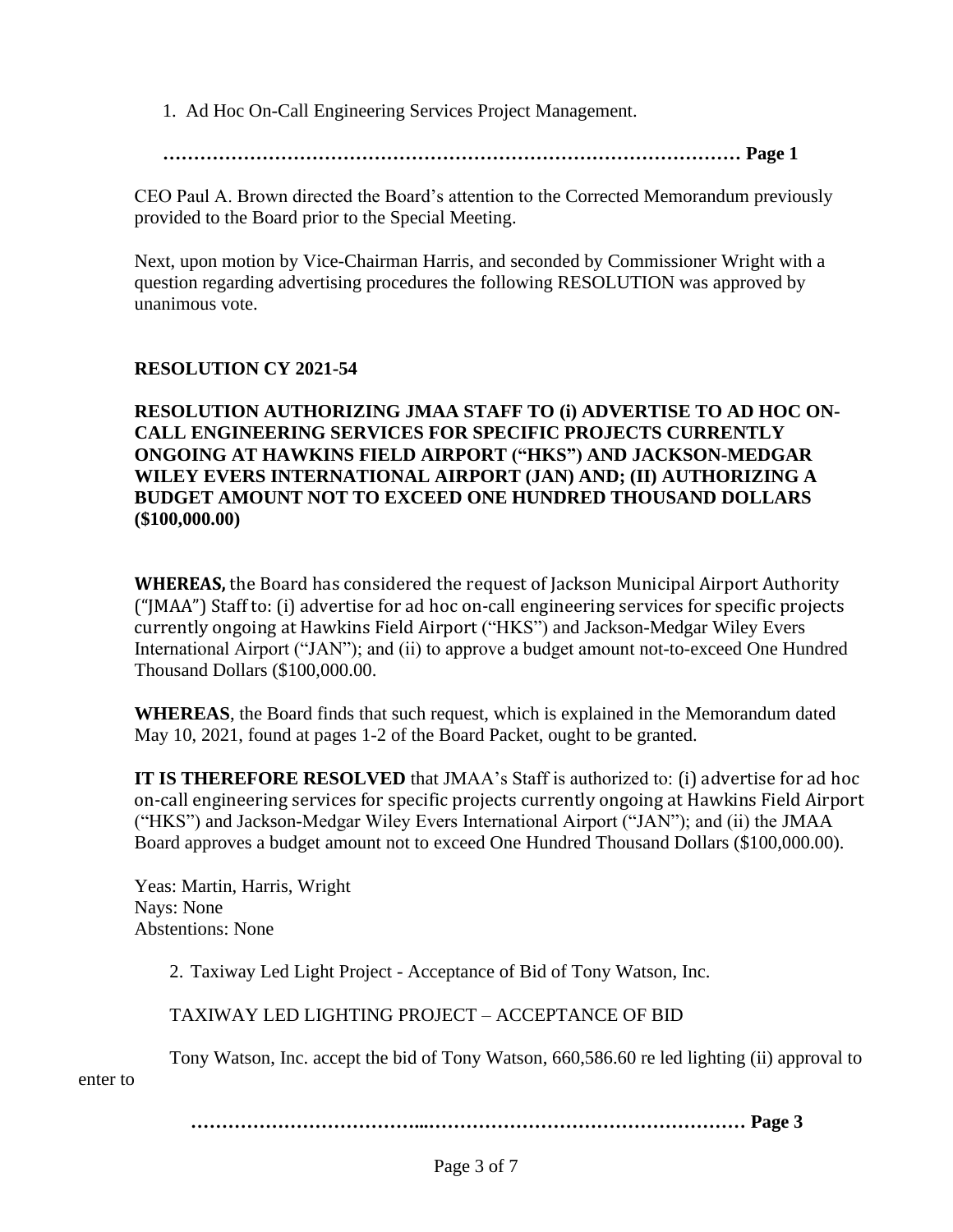1. Ad Hoc On-Call Engineering Services Project Management.

**……………………………………………………………………………… Page 1**

CEO Paul A. Brown directed the Board's attention to the Corrected Memorandum previously provided to the Board prior to the Special Meeting.

Next, upon motion by Vice-Chairman Harris, and seconded by Commissioner Wright with a question regarding advertising procedures the following RESOLUTION was approved by unanimous vote.

**RESOLUTION CY 2021-54**

**RESOLUTION AUTHORIZING JMAA STAFF TO (i) ADVERTISE TO AD HOC ON-CALL ENGINEERING SERVICES FOR SPECIFIC PROJECTS CURRENTLY ONGOING AT HAWKINS FIELD AIRPORT ("HKS") AND JACKSON-MEDGAR WILEY EVERS INTERNATIONAL AIRPORT (JAN) AND; (II) AUTHORIZING A BUDGET AMOUNT NOT TO EXCEED ONE HUNDRED THOUSAND DOLLARS ($100,000.00)**

**WHEREAS,** the Board has considered the request of Jackson Municipal Airport Authority ("JMAA") Staff to: (i) advertise for ad hoc on-call engineering services for specific projects currently ongoing at Hawkins Field Airport ("HKS") and Jackson-Medgar Wiley Evers International Airport ("JAN"); and (ii) to approve a budget amount not-to-exceed One Hundred Thousand Dollars ($100,000.00.

**WHEREAS**, the Board finds that such request, which is explained in the Memorandum dated May 10, 2021, found at pages 1-2 of the Board Packet, ought to be granted.

**IT IS THEREFORE RESOLVED** that JMAA's Staff is authorized to: (i) advertise for ad hoc on-call engineering services for specific projects currently ongoing at Hawkins Field Airport ("HKS") and Jackson-Medgar Wiley Evers International Airport ("JAN"); and (ii) the JMAA Board approves a budget amount not to exceed One Hundred Thousand Dollars ($100,000.00).

Yeas: Martin, Harris, Wright
Nays: None
Abstentions: None

2. Taxiway Led Light Project - Acceptance of Bid of Tony Watson, Inc.

TAXIWAY LED LIGHTING PROJECT – ACCEPTANCE OF BID

Tony Watson, Inc. accept the bid of Tony Watson, 660,586.60 re led lighting (ii) approval to enter to

**……………………………...……………………………………………… Page 3**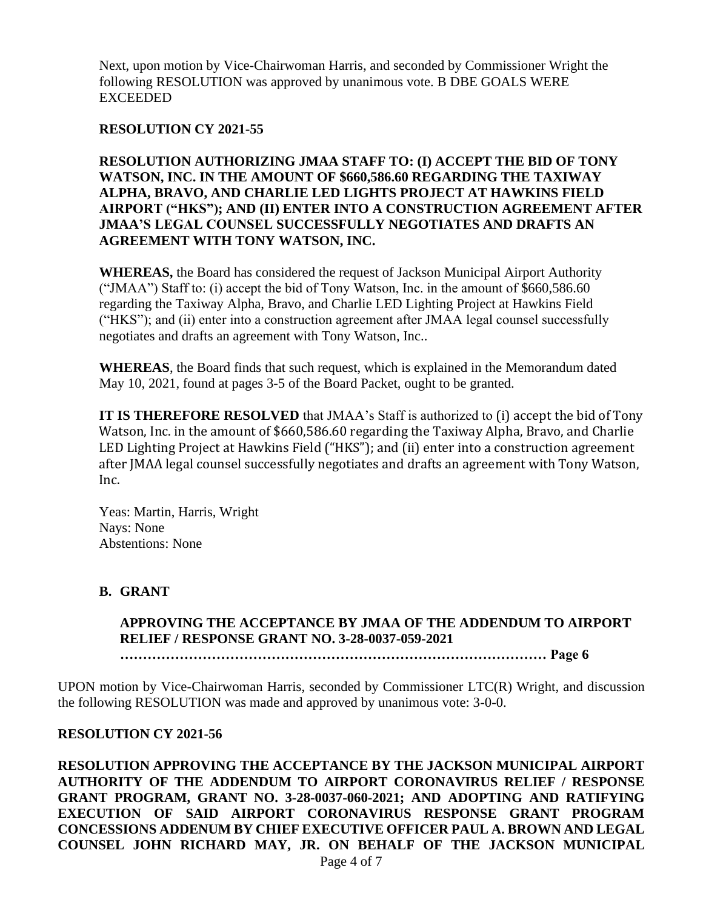Next, upon motion by Vice-Chairwoman Harris, and seconded by Commissioner Wright the following RESOLUTION was approved by unanimous vote. B DBE GOALS WERE EXCEEDED

**RESOLUTION CY 2021-55**

**RESOLUTION AUTHORIZING JMAA STAFF TO: (I) ACCEPT THE BID OF TONY WATSON, INC. IN THE AMOUNT OF $660,586.60 REGARDING THE TAXIWAY ALPHA, BRAVO, AND CHARLIE LED LIGHTS PROJECT AT HAWKINS FIELD AIRPORT ("HKS"); AND (II) ENTER INTO A CONSTRUCTION AGREEMENT AFTER JMAA'S LEGAL COUNSEL SUCCESSFULLY NEGOTIATES AND DRAFTS AN AGREEMENT WITH TONY WATSON, INC.**

**WHEREAS,** the Board has considered the request of Jackson Municipal Airport Authority ("JMAA") Staff to: (i) accept the bid of Tony Watson, Inc. in the amount of $660,586.60 regarding the Taxiway Alpha, Bravo, and Charlie LED Lighting Project at Hawkins Field ("HKS"); and (ii) enter into a construction agreement after JMAA legal counsel successfully negotiates and drafts an agreement with Tony Watson, Inc..

**WHEREAS**, the Board finds that such request, which is explained in the Memorandum dated May 10, 2021, found at pages 3-5 of the Board Packet, ought to be granted.

**IT IS THEREFORE RESOLVED** that JMAA's Staff is authorized to (i) accept the bid of Tony Watson, Inc. in the amount of $660,586.60 regarding the Taxiway Alpha, Bravo, and Charlie LED Lighting Project at Hawkins Field ("HKS"); and (ii) enter into a construction agreement after JMAA legal counsel successfully negotiates and drafts an agreement with Tony Watson, Inc.

Yeas: Martin, Harris, Wright
Nays: None
Abstentions: None

**B. GRANT**

**APPROVING THE ACCEPTANCE BY JMAA OF THE ADDENDUM TO AIRPORT RELIEF / RESPONSE GRANT NO. 3-28-0037-059-2021**
**……………………………………………………………………………… Page 6**

UPON motion by Vice-Chairwoman Harris, seconded by Commissioner LTC(R) Wright, and discussion the following RESOLUTION was made and approved by unanimous vote: 3-0-0.

**RESOLUTION CY 2021-56**

**RESOLUTION APPROVING THE ACCEPTANCE BY THE JACKSON MUNICIPAL AIRPORT AUTHORITY OF THE ADDENDUM TO AIRPORT CORONAVIRUS RELIEF / RESPONSE GRANT PROGRAM, GRANT NO. 3-28-0037-060-2021; AND ADOPTING AND RATIFYING EXECUTION OF SAID AIRPORT CORONAVIRUS RESPONSE GRANT PROGRAM CONCESSIONS ADDENUM BY CHIEF EXECUTIVE OFFICER PAUL A. BROWN AND LEGAL COUNSEL JOHN RICHARD MAY, JR. ON BEHALF OF THE JACKSON MUNICIPAL**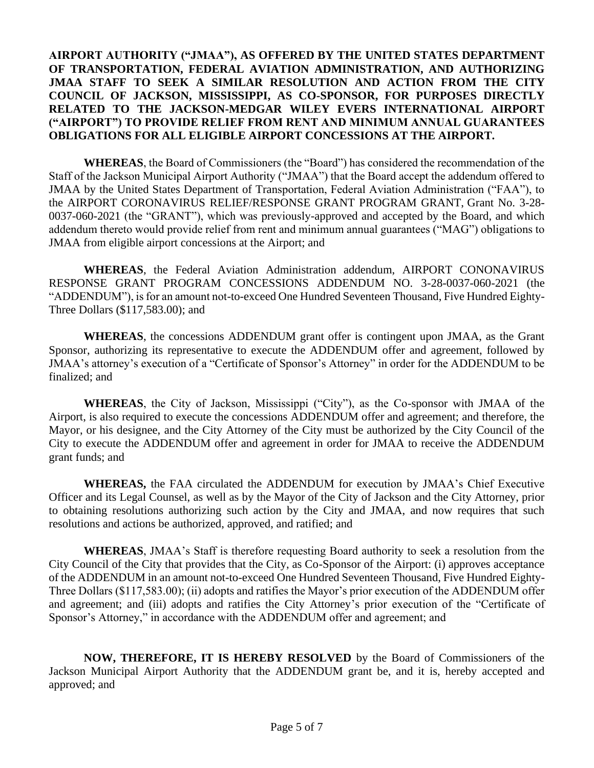**AIRPORT AUTHORITY ("JMAA"), AS OFFERED BY THE UNITED STATES DEPARTMENT OF TRANSPORTATION, FEDERAL AVIATION ADMINISTRATION, AND AUTHORIZING JMAA STAFF TO SEEK A SIMILAR RESOLUTION AND ACTION FROM THE CITY COUNCIL OF JACKSON, MISSISSIPPI, AS CO-SPONSOR, FOR PURPOSES DIRECTLY RELATED TO THE JACKSON-MEDGAR WILEY EVERS INTERNATIONAL AIRPORT ("AIRPORT") TO PROVIDE RELIEF FROM RENT AND MINIMUM ANNUAL GUARANTEES OBLIGATIONS FOR ALL ELIGIBLE AIRPORT CONCESSIONS AT THE AIRPORT.**

**WHEREAS**, the Board of Commissioners (the "Board") has considered the recommendation of the Staff of the Jackson Municipal Airport Authority ("JMAA") that the Board accept the addendum offered to JMAA by the United States Department of Transportation, Federal Aviation Administration ("FAA"), to the AIRPORT CORONAVIRUS RELIEF/RESPONSE GRANT PROGRAM GRANT, Grant No. 3-28-0037-060-2021 (the "GRANT"), which was previously-approved and accepted by the Board, and which addendum thereto would provide relief from rent and minimum annual guarantees ("MAG") obligations to JMAA from eligible airport concessions at the Airport; and

**WHEREAS**, the Federal Aviation Administration addendum, AIRPORT CONONAVIRUS RESPONSE GRANT PROGRAM CONCESSIONS ADDENDUM NO. 3-28-0037-060-2021 (the "ADDENDUM"), is for an amount not-to-exceed One Hundred Seventeen Thousand, Five Hundred Eighty-Three Dollars ($117,583.00); and

**WHEREAS**, the concessions ADDENDUM grant offer is contingent upon JMAA, as the Grant Sponsor, authorizing its representative to execute the ADDENDUM offer and agreement, followed by JMAA's attorney's execution of a "Certificate of Sponsor's Attorney" in order for the ADDENDUM to be finalized; and

**WHEREAS**, the City of Jackson, Mississippi ("City"), as the Co-sponsor with JMAA of the Airport, is also required to execute the concessions ADDENDUM offer and agreement; and therefore, the Mayor, or his designee, and the City Attorney of the City must be authorized by the City Council of the City to execute the ADDENDUM offer and agreement in order for JMAA to receive the ADDENDUM grant funds; and

**WHEREAS,** the FAA circulated the ADDENDUM for execution by JMAA's Chief Executive Officer and its Legal Counsel, as well as by the Mayor of the City of Jackson and the City Attorney, prior to obtaining resolutions authorizing such action by the City and JMAA, and now requires that such resolutions and actions be authorized, approved, and ratified; and

**WHEREAS**, JMAA's Staff is therefore requesting Board authority to seek a resolution from the City Council of the City that provides that the City, as Co-Sponsor of the Airport: (i) approves acceptance of the ADDENDUM in an amount not-to-exceed One Hundred Seventeen Thousand, Five Hundred Eighty-Three Dollars ($117,583.00); (ii) adopts and ratifies the Mayor's prior execution of the ADDENDUM offer and agreement; and (iii) adopts and ratifies the City Attorney's prior execution of the "Certificate of Sponsor's Attorney," in accordance with the ADDENDUM offer and agreement; and

**NOW, THEREFORE, IT IS HEREBY RESOLVED** by the Board of Commissioners of the Jackson Municipal Airport Authority that the ADDENDUM grant be, and it is, hereby accepted and approved; and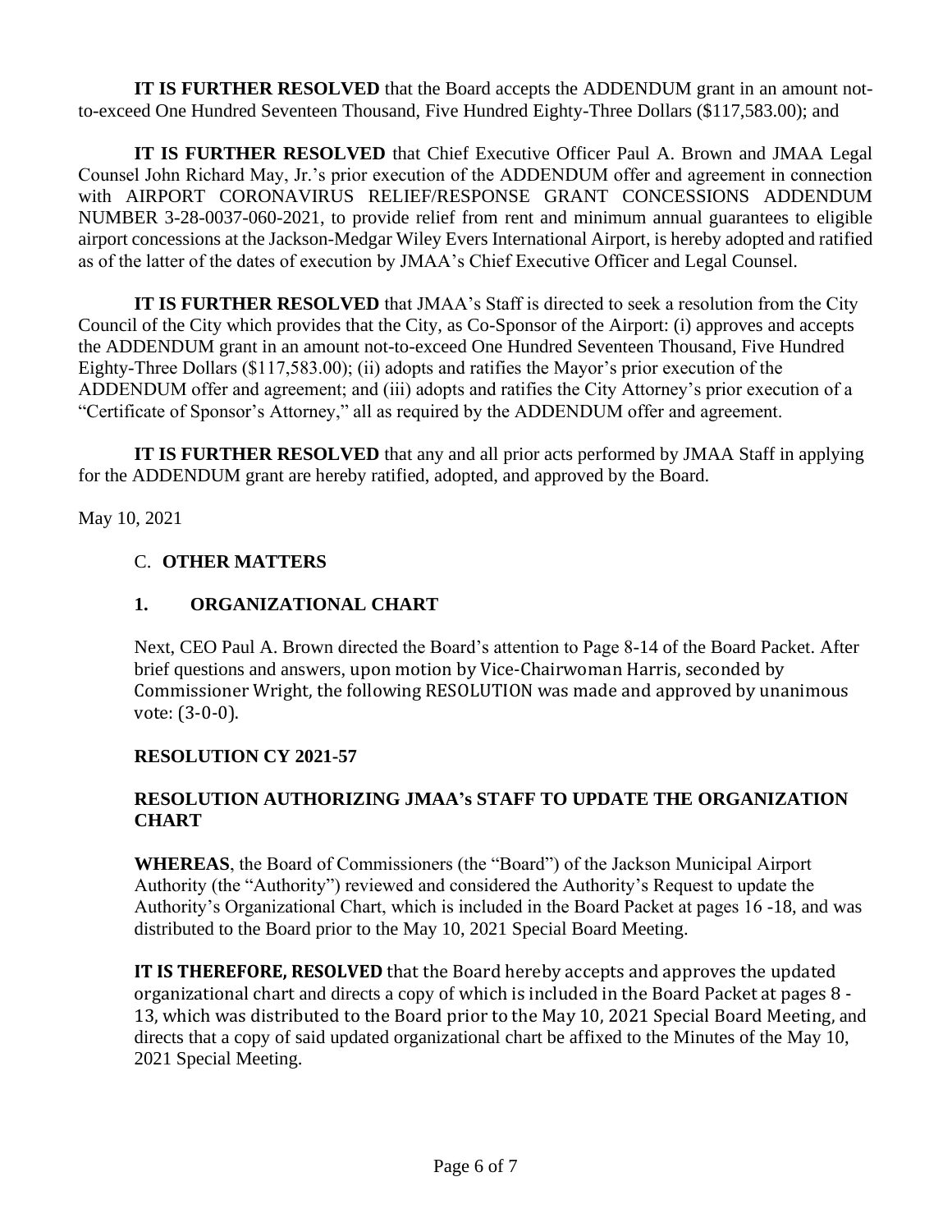**IT IS FURTHER RESOLVED** that the Board accepts the ADDENDUM grant in an amount not-to-exceed One Hundred Seventeen Thousand, Five Hundred Eighty-Three Dollars ($117,583.00); and

**IT IS FURTHER RESOLVED** that Chief Executive Officer Paul A. Brown and JMAA Legal Counsel John Richard May, Jr.'s prior execution of the ADDENDUM offer and agreement in connection with AIRPORT CORONAVIRUS RELIEF/RESPONSE GRANT CONCESSIONS ADDENDUM NUMBER 3-28-0037-060-2021, to provide relief from rent and minimum annual guarantees to eligible airport concessions at the Jackson-Medgar Wiley Evers International Airport, is hereby adopted and ratified as of the latter of the dates of execution by JMAA's Chief Executive Officer and Legal Counsel.

**IT IS FURTHER RESOLVED** that JMAA's Staff is directed to seek a resolution from the City Council of the City which provides that the City, as Co-Sponsor of the Airport: (i) approves and accepts the ADDENDUM grant in an amount not-to-exceed One Hundred Seventeen Thousand, Five Hundred Eighty-Three Dollars ($117,583.00); (ii) adopts and ratifies the Mayor's prior execution of the ADDENDUM offer and agreement; and (iii) adopts and ratifies the City Attorney's prior execution of a "Certificate of Sponsor's Attorney," all as required by the ADDENDUM offer and agreement.

**IT IS FURTHER RESOLVED** that any and all prior acts performed by JMAA Staff in applying for the ADDENDUM grant are hereby ratified, adopted, and approved by the Board.

May 10, 2021

## C. OTHER MATTERS

### 1. ORGANIZATIONAL CHART

Next, CEO Paul A. Brown directed the Board's attention to Page 8-14 of the Board Packet. After brief questions and answers, upon motion by Vice-Chairwoman Harris, seconded by Commissioner Wright, the following RESOLUTION was made and approved by unanimous vote: (3-0-0).

**RESOLUTION CY 2021-57**

**RESOLUTION AUTHORIZING JMAA's STAFF TO UPDATE THE ORGANIZATION CHART**

**WHEREAS**, the Board of Commissioners (the "Board") of the Jackson Municipal Airport Authority (the "Authority") reviewed and considered the Authority's Request to update the Authority's Organizational Chart, which is included in the Board Packet at pages 16 -18, and was distributed to the Board prior to the May 10, 2021 Special Board Meeting.

**IT IS THEREFORE, RESOLVED** that the Board hereby accepts and approves the updated organizational chart and directs a copy of which is included in the Board Packet at pages 8 - 13, which was distributed to the Board prior to the May 10, 2021 Special Board Meeting, and directs that a copy of said updated organizational chart be affixed to the Minutes of the May 10, 2021 Special Meeting.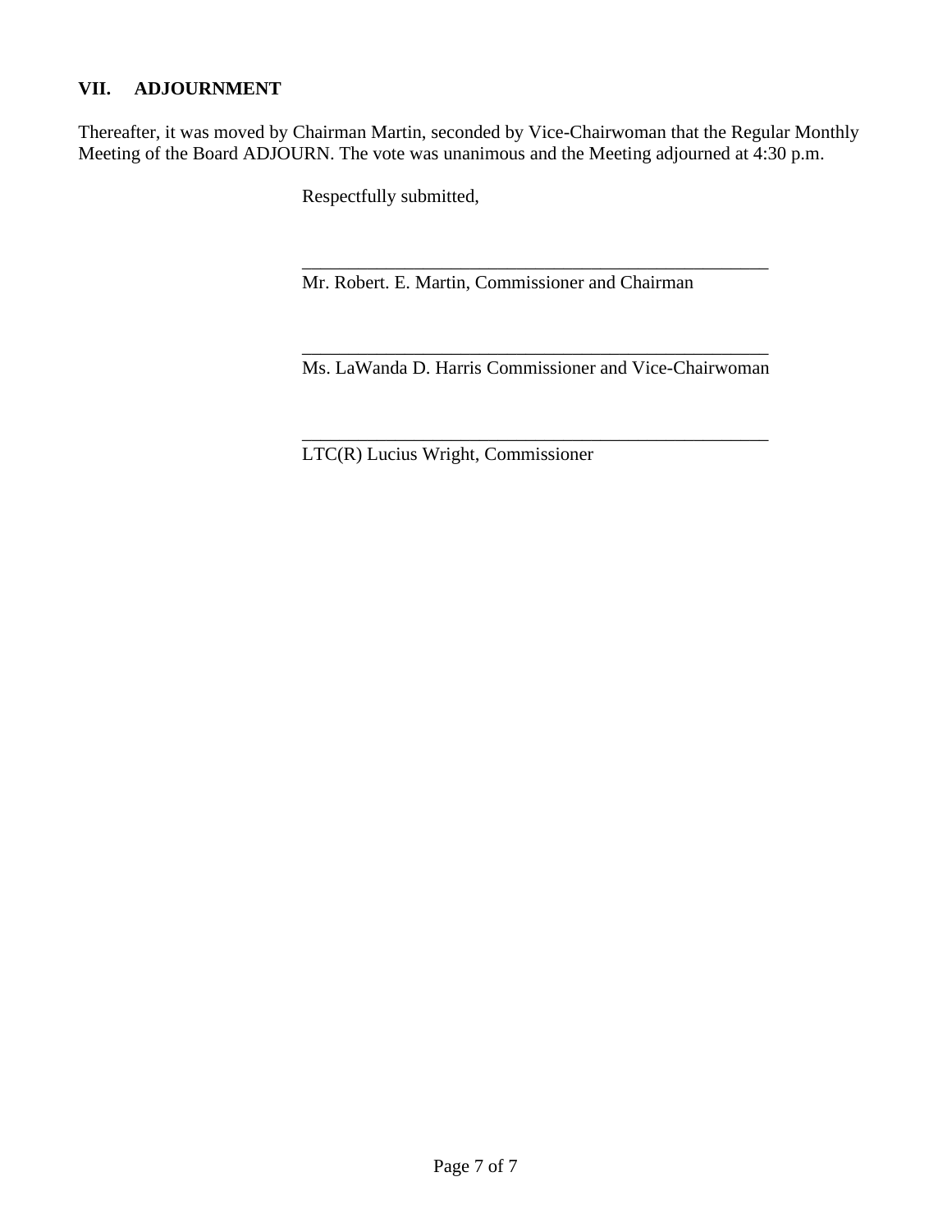## VII. ADJOURNMENT

Thereafter, it was moved by Chairman Martin, seconded by Vice-Chairwoman that the Regular Monthly Meeting of the Board ADJOURN. The vote was unanimous and the Meeting adjourned at 4:30 p.m.

Respectfully submitted,

\_\_\_\_\_\_\_\_\_\_\_\_\_\_\_\_\_\_\_\_\_\_\_\_\_\_\_\_\_\_\_\_\_\_\_\_\_\_\_\_\_\_\_\_\_\_\_\_\_\_\_\_\_\_

Mr. Robert. E. Martin, Commissioner and Chairman

\_\_\_\_\_\_\_\_\_\_\_\_\_\_\_\_\_\_\_\_\_\_\_\_\_\_\_\_\_\_\_\_\_\_\_\_\_\_\_\_\_\_\_\_\_\_\_\_\_\_\_\_\_\_

Ms. LaWanda D. Harris Commissioner and Vice-Chairwoman

\_\_\_\_\_\_\_\_\_\_\_\_\_\_\_\_\_\_\_\_\_\_\_\_\_\_\_\_\_\_\_\_\_\_\_\_\_\_\_\_\_\_\_\_\_\_\_\_\_\_\_\_\_\_

LTC(R) Lucius Wright, Commissioner